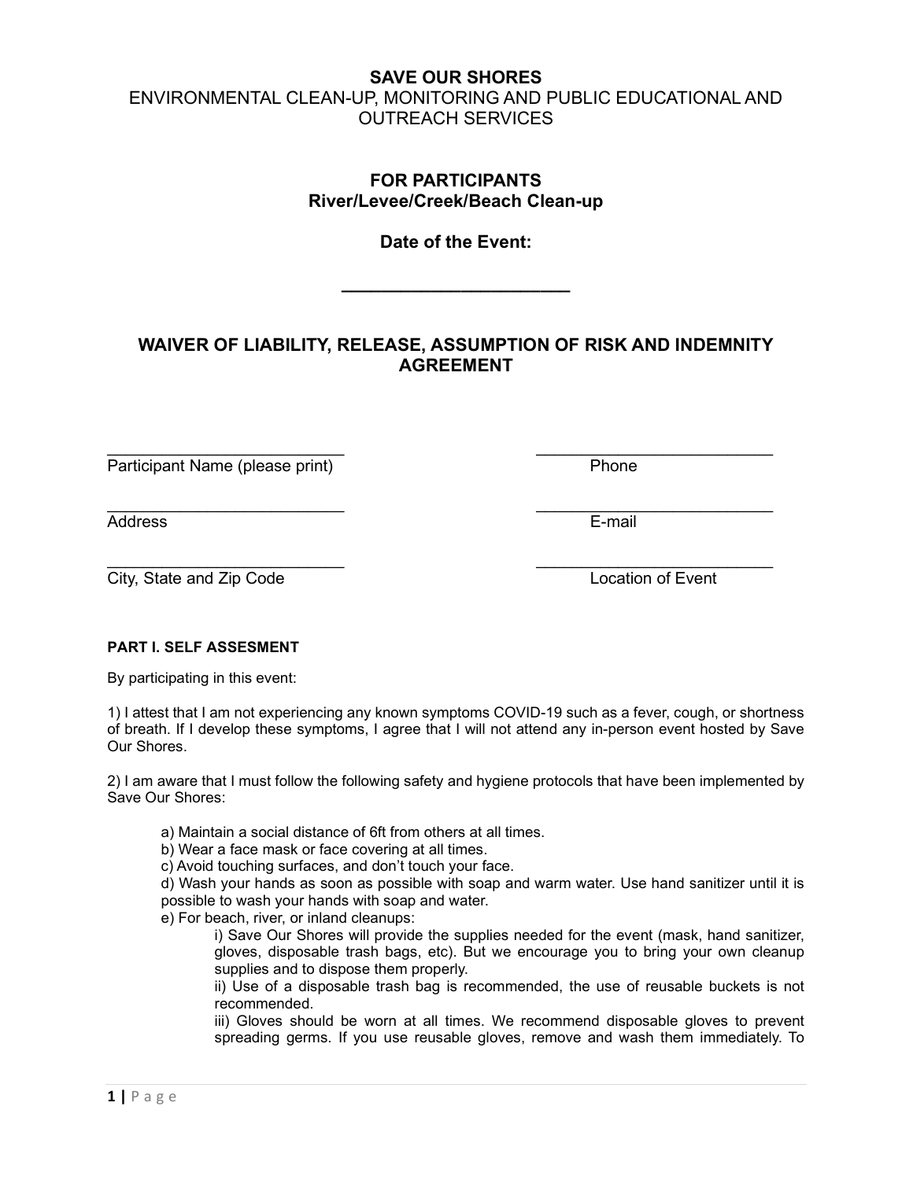# SAVE OUR SHORES

ENVIRONMENTAL CLEAN-UP, MONITORING AND PUBLIC EDUCATIONAL AND OUTREACH SERVICES

## FOR PARTICIPANTS
## River/Levee/Creek/Beach Clean-up

**Date of the Event:**

**________________________**

## WAIVER OF LIABILITY, RELEASE, ASSUMPTION OF RISK AND INDEMNITY AGREEMENT

| | |
|---|---|
| ___________________________ | ___________________________ |
| Participant Name (please print) | Phone |
| ___________________________ | ___________________________ |
| Address | E-mail |
| ___________________________ | ___________________________ |
| City, State and Zip Code | Location of Event |

**PART I. SELF ASSESMENT**

By participating in this event:

1) I attest that I am not experiencing any known symptoms COVID-19 such as a fever, cough, or shortness of breath. If I develop these symptoms, I agree that I will not attend any in-person event hosted by Save Our Shores.

2) I am aware that I must follow the following safety and hygiene protocols that have been implemented by Save Our Shores:

a) Maintain a social distance of 6ft from others at all times.
b) Wear a face mask or face covering at all times.
c) Avoid touching surfaces, and don't touch your face.
d) Wash your hands as soon as possible with soap and warm water. Use hand sanitizer until it is possible to wash your hands with soap and water.
e) For beach, river, or inland cleanups:

i) Save Our Shores will provide the supplies needed for the event (mask, hand sanitizer, gloves, disposable trash bags, etc). But we encourage you to bring your own cleanup supplies and to dispose them properly.
ii) Use of a disposable trash bag is recommended, the use of reusable buckets is not recommended.
iii) Gloves should be worn at all times. We recommend disposable gloves to prevent spreading germs. If you use reusable gloves, remove and wash them immediately. To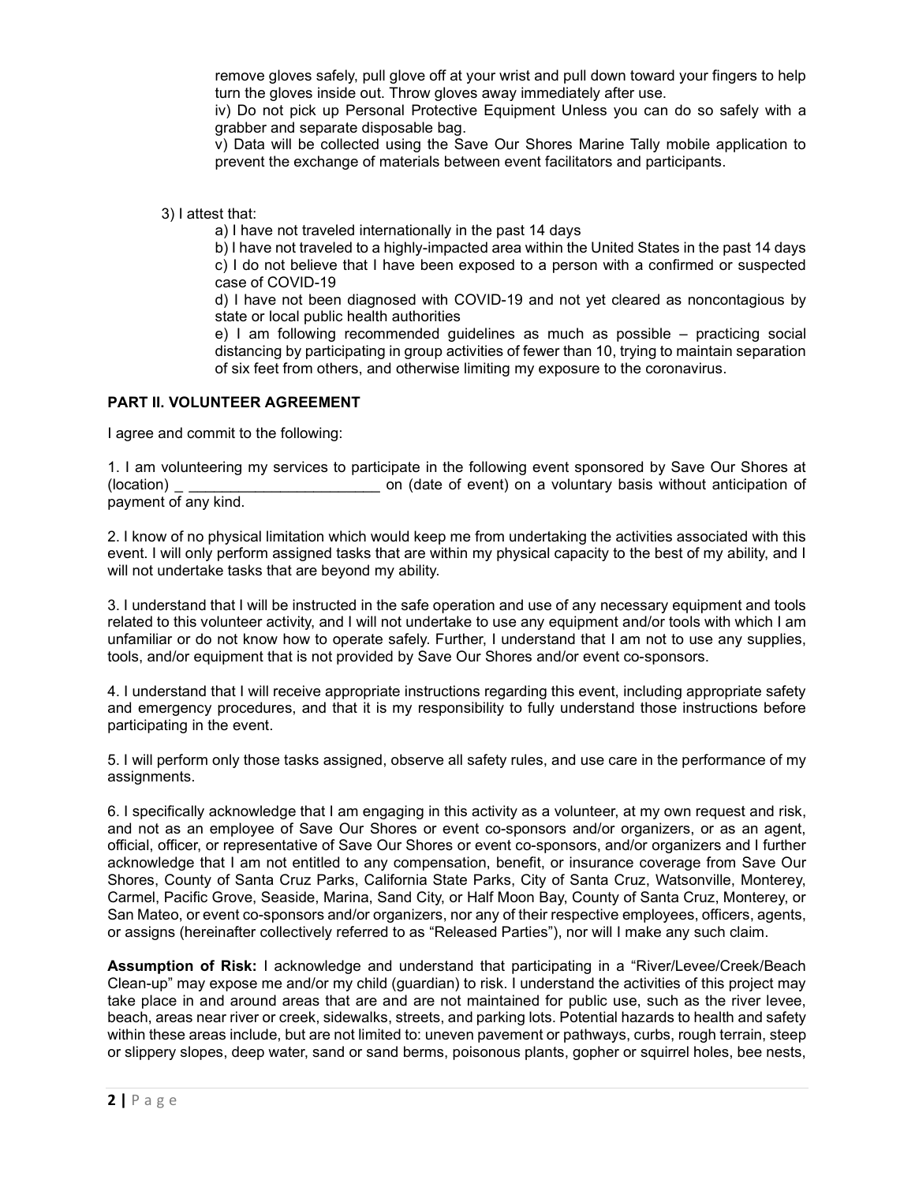remove gloves safely, pull glove off at your wrist and pull down toward your fingers to help turn the gloves inside out. Throw gloves away immediately after use.

iv) Do not pick up Personal Protective Equipment Unless you can do so safely with a grabber and separate disposable bag.

v) Data will be collected using the Save Our Shores Marine Tally mobile application to prevent the exchange of materials between event facilitators and participants.

3) I attest that:

a) I have not traveled internationally in the past 14 days

b) I have not traveled to a highly-impacted area within the United States in the past 14 days

c) I do not believe that I have been exposed to a person with a confirmed or suspected case of COVID-19

d) I have not been diagnosed with COVID-19 and not yet cleared as noncontagious by state or local public health authorities

e) I am following recommended guidelines as much as possible – practicing social distancing by participating in group activities of fewer than 10, trying to maintain separation of six feet from others, and otherwise limiting my exposure to the coronavirus.

**PART II. VOLUNTEER AGREEMENT**

I agree and commit to the following:

1. I am volunteering my services to participate in the following event sponsored by Save Our Shores at (location) _ _______________________ on (date of event) on a voluntary basis without anticipation of payment of any kind.

2. I know of no physical limitation which would keep me from undertaking the activities associated with this event. I will only perform assigned tasks that are within my physical capacity to the best of my ability, and I will not undertake tasks that are beyond my ability.

3. I understand that I will be instructed in the safe operation and use of any necessary equipment and tools related to this volunteer activity, and I will not undertake to use any equipment and/or tools with which I am unfamiliar or do not know how to operate safely. Further, I understand that I am not to use any supplies, tools, and/or equipment that is not provided by Save Our Shores and/or event co-sponsors.

4. I understand that I will receive appropriate instructions regarding this event, including appropriate safety and emergency procedures, and that it is my responsibility to fully understand those instructions before participating in the event.

5. I will perform only those tasks assigned, observe all safety rules, and use care in the performance of my assignments.

6. I specifically acknowledge that I am engaging in this activity as a volunteer, at my own request and risk, and not as an employee of Save Our Shores or event co-sponsors and/or organizers, or as an agent, official, officer, or representative of Save Our Shores or event co-sponsors, and/or organizers and I further acknowledge that I am not entitled to any compensation, benefit, or insurance coverage from Save Our Shores, County of Santa Cruz Parks, California State Parks, City of Santa Cruz, Watsonville, Monterey, Carmel, Pacific Grove, Seaside, Marina, Sand City, or Half Moon Bay, County of Santa Cruz, Monterey, or San Mateo, or event co-sponsors and/or organizers, nor any of their respective employees, officers, agents, or assigns (hereinafter collectively referred to as "Released Parties"), nor will I make any such claim.

**Assumption of Risk:** I acknowledge and understand that participating in a "River/Levee/Creek/Beach Clean-up" may expose me and/or my child (guardian) to risk. I understand the activities of this project may take place in and around areas that are and are not maintained for public use, such as the river levee, beach, areas near river or creek, sidewalks, streets, and parking lots. Potential hazards to health and safety within these areas include, but are not limited to: uneven pavement or pathways, curbs, rough terrain, steep or slippery slopes, deep water, sand or sand berms, poisonous plants, gopher or squirrel holes, bee nests,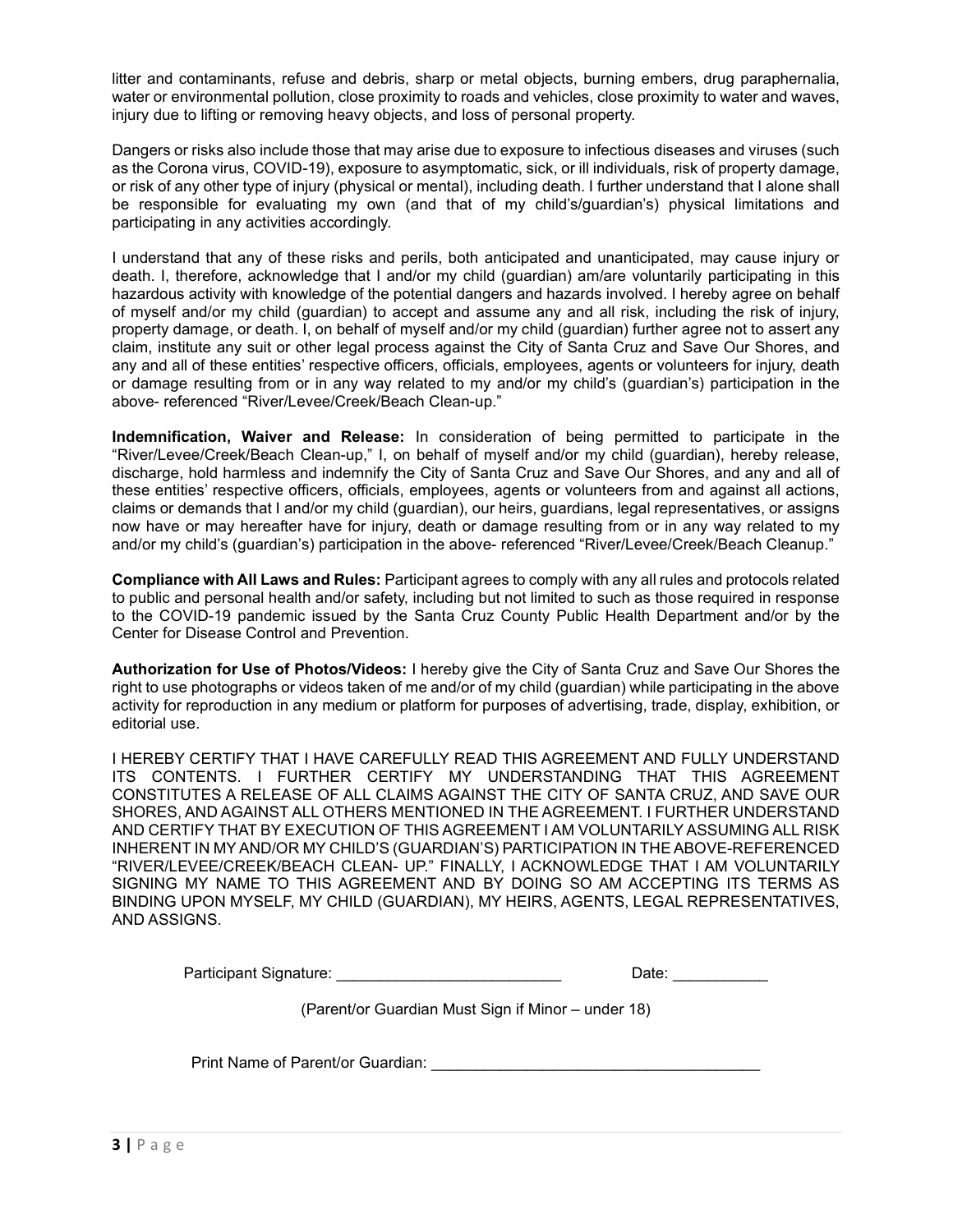litter and contaminants, refuse and debris, sharp or metal objects, burning embers, drug paraphernalia, water or environmental pollution, close proximity to roads and vehicles, close proximity to water and waves, injury due to lifting or removing heavy objects, and loss of personal property.

Dangers or risks also include those that may arise due to exposure to infectious diseases and viruses (such as the Corona virus, COVID-19), exposure to asymptomatic, sick, or ill individuals, risk of property damage, or risk of any other type of injury (physical or mental), including death. I further understand that I alone shall be responsible for evaluating my own (and that of my child's/guardian's) physical limitations and participating in any activities accordingly.

I understand that any of these risks and perils, both anticipated and unanticipated, may cause injury or death. I, therefore, acknowledge that I and/or my child (guardian) am/are voluntarily participating in this hazardous activity with knowledge of the potential dangers and hazards involved. I hereby agree on behalf of myself and/or my child (guardian) to accept and assume any and all risk, including the risk of injury, property damage, or death. I, on behalf of myself and/or my child (guardian) further agree not to assert any claim, institute any suit or other legal process against the City of Santa Cruz and Save Our Shores, and any and all of these entities' respective officers, officials, employees, agents or volunteers for injury, death or damage resulting from or in any way related to my and/or my child's (guardian's) participation in the above- referenced "River/Levee/Creek/Beach Clean-up."

**Indemnification, Waiver and Release:** In consideration of being permitted to participate in the "River/Levee/Creek/Beach Clean-up," I, on behalf of myself and/or my child (guardian), hereby release, discharge, hold harmless and indemnify the City of Santa Cruz and Save Our Shores, and any and all of these entities' respective officers, officials, employees, agents or volunteers from and against all actions, claims or demands that I and/or my child (guardian), our heirs, guardians, legal representatives, or assigns now have or may hereafter have for injury, death or damage resulting from or in any way related to my and/or my child's (guardian's) participation in the above- referenced "River/Levee/Creek/Beach Cleanup."

**Compliance with All Laws and Rules:** Participant agrees to comply with any all rules and protocols related to public and personal health and/or safety, including but not limited to such as those required in response to the COVID-19 pandemic issued by the Santa Cruz County Public Health Department and/or by the Center for Disease Control and Prevention.

**Authorization for Use of Photos/Videos:** I hereby give the City of Santa Cruz and Save Our Shores the right to use photographs or videos taken of me and/or of my child (guardian) while participating in the above activity for reproduction in any medium or platform for purposes of advertising, trade, display, exhibition, or editorial use.

I HEREBY CERTIFY THAT I HAVE CAREFULLY READ THIS AGREEMENT AND FULLY UNDERSTAND ITS CONTENTS. I FURTHER CERTIFY MY UNDERSTANDING THAT THIS AGREEMENT CONSTITUTES A RELEASE OF ALL CLAIMS AGAINST THE CITY OF SANTA CRUZ, AND SAVE OUR SHORES, AND AGAINST ALL OTHERS MENTIONED IN THE AGREEMENT. I FURTHER UNDERSTAND AND CERTIFY THAT BY EXECUTION OF THIS AGREEMENT I AM VOLUNTARILY ASSUMING ALL RISK INHERENT IN MY AND/OR MY CHILD'S (GUARDIAN'S) PARTICIPATION IN THE ABOVE-REFERENCED "RIVER/LEVEE/CREEK/BEACH CLEAN- UP." FINALLY, I ACKNOWLEDGE THAT I AM VOLUNTARILY SIGNING MY NAME TO THIS AGREEMENT AND BY DOING SO AM ACCEPTING ITS TERMS AS BINDING UPON MYSELF, MY CHILD (GUARDIAN), MY HEIRS, AGENTS, LEGAL REPRESENTATIVES, AND ASSIGNS.

Participant Signature: __________________________ Date: ___________

(Parent/or Guardian Must Sign if Minor – under 18)

Print Name of Parent/or Guardian: ______________________________________